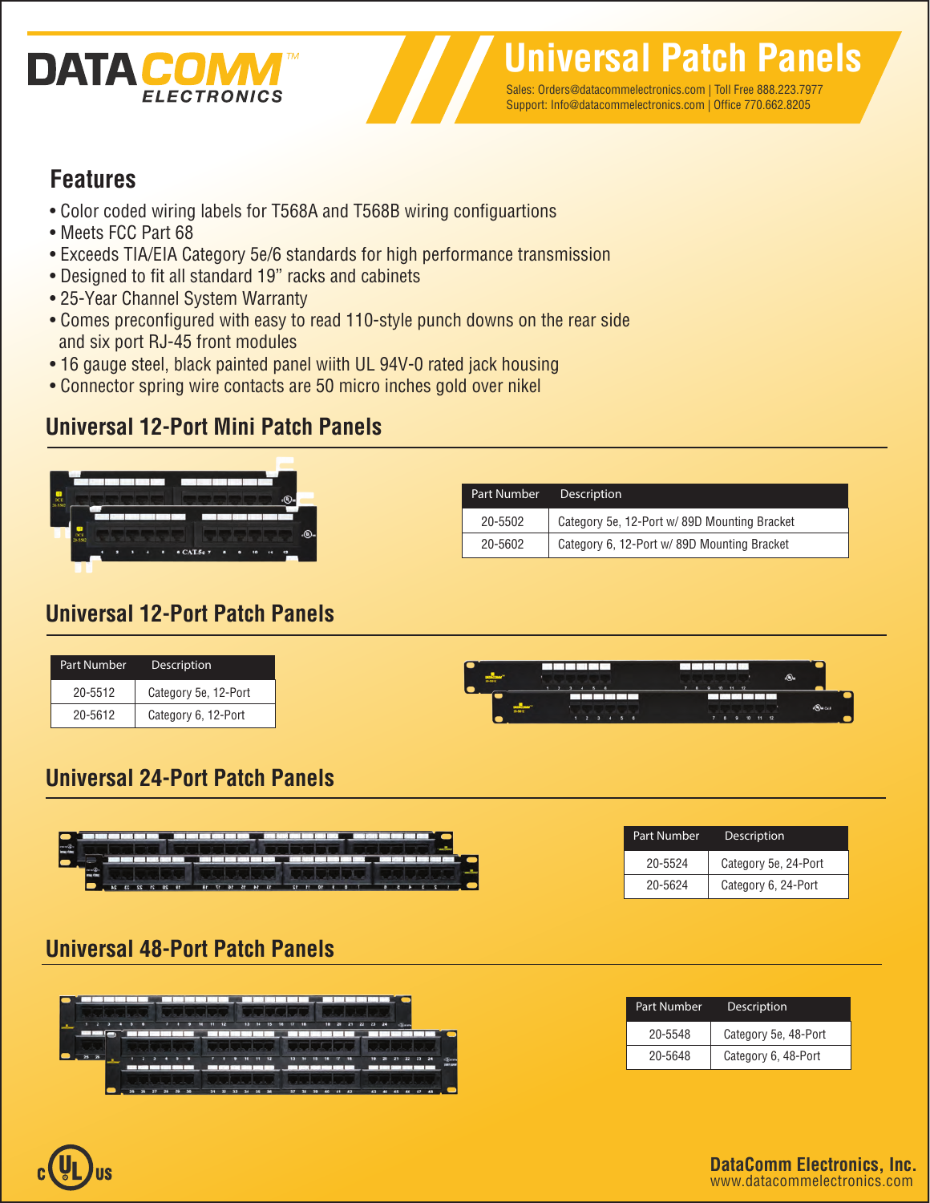# DATACOMM ELECTRONICS

# Universal Patch Panels

Sales: Orders@datacommelectronics.com | Toll Free 888.223.7977
Support: Info@datacommelectronics.com | Office 770.662.8205

## Features

- Color coded wiring labels for T568A and T568B wiring configuartions
- Meets FCC Part 68
- Exceeds TIA/EIA Category 5e/6 standards for high performance transmission
- Designed to fit all standard 19" racks and cabinets
- 25-Year Channel System Warranty
- Comes preconfigured with easy to read 110-style punch downs on the rear side and six port RJ-45 front modules
- 16 gauge steel, black painted panel wiith UL 94V-0 rated jack housing
- Connector spring wire contacts are 50 micro inches gold over nikel

## Universal 12-Port Mini Patch Panels

| Part Number | Description |
|---|---|
| 20-5502 | Category 5e, 12-Port w/ 89D Mounting Bracket |
| 20-5602 | Category 6, 12-Port w/ 89D Mounting Bracket |

## Universal 12-Port Patch Panels

| Part Number | Description |
|---|---|
| 20-5512 | Category 5e, 12-Port |
| 20-5612 | Category 6, 12-Port |

## Universal 24-Port Patch Panels

| Part Number | Description |
|---|---|
| 20-5524 | Category 5e, 24-Port |
| 20-5624 | Category 6, 24-Port |

## Universal 48-Port Patch Panels

| Part Number | Description |
|---|---|
| 20-5548 | Category 5e, 48-Port |
| 20-5648 | Category 6, 48-Port |

c UL us

**DataComm Electronics, Inc.**
www.datacommelectronics.com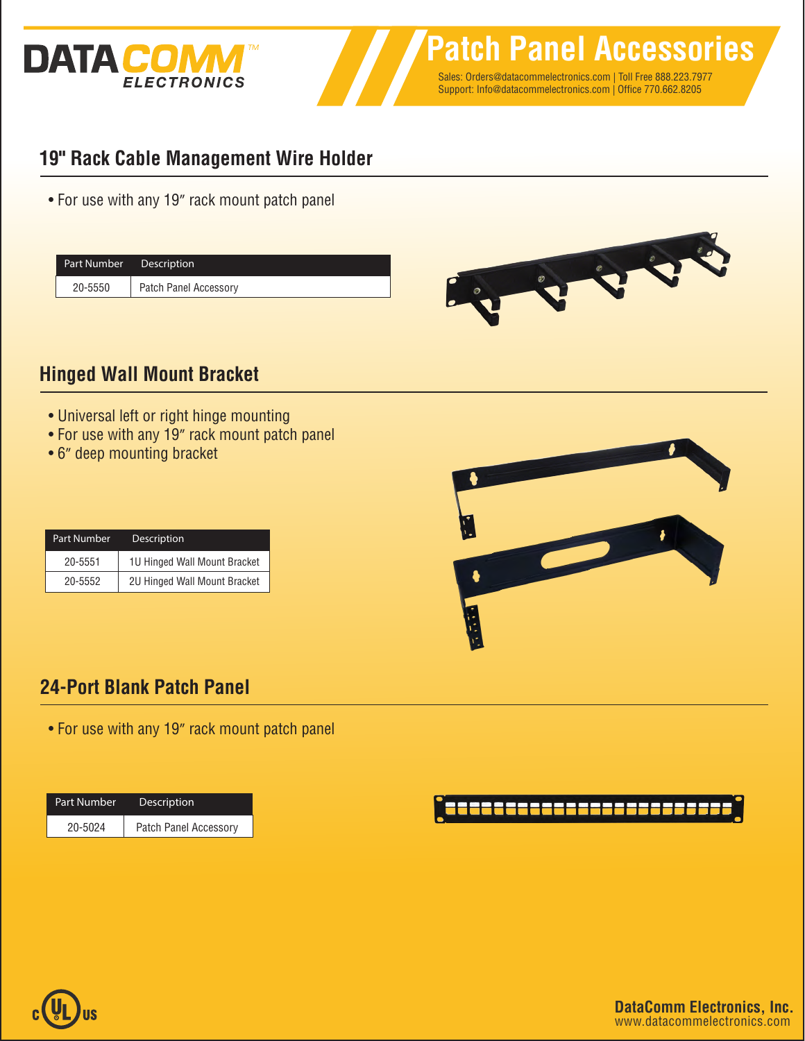DATACOMM ELECTRONICS

# Patch Panel Accessories

Sales: Orders@datacommelectronics.com | Toll Free 888.223.7977
Support: Info@datacommelectronics.com | Office 770.662.8205

## 19" Rack Cable Management Wire Holder

- For use with any 19″ rack mount patch panel

| Part Number | Description |
|---|---|
| 20-5550 | Patch Panel Accessory |

## Hinged Wall Mount Bracket

- Universal left or right hinge mounting
- For use with any 19″ rack mount patch panel
- 6″ deep mounting bracket

| Part Number | Description |
|---|---|
| 20-5551 | 1U Hinged Wall Mount Bracket |
| 20-5552 | 2U Hinged Wall Mount Bracket |

## 24-Port Blank Patch Panel

- For use with any 19″ rack mount patch panel

| Part Number | Description |
|---|---|
| 20-5024 | Patch Panel Accessory |

**DataComm Electronics, Inc.**
www.datacommelectronics.com